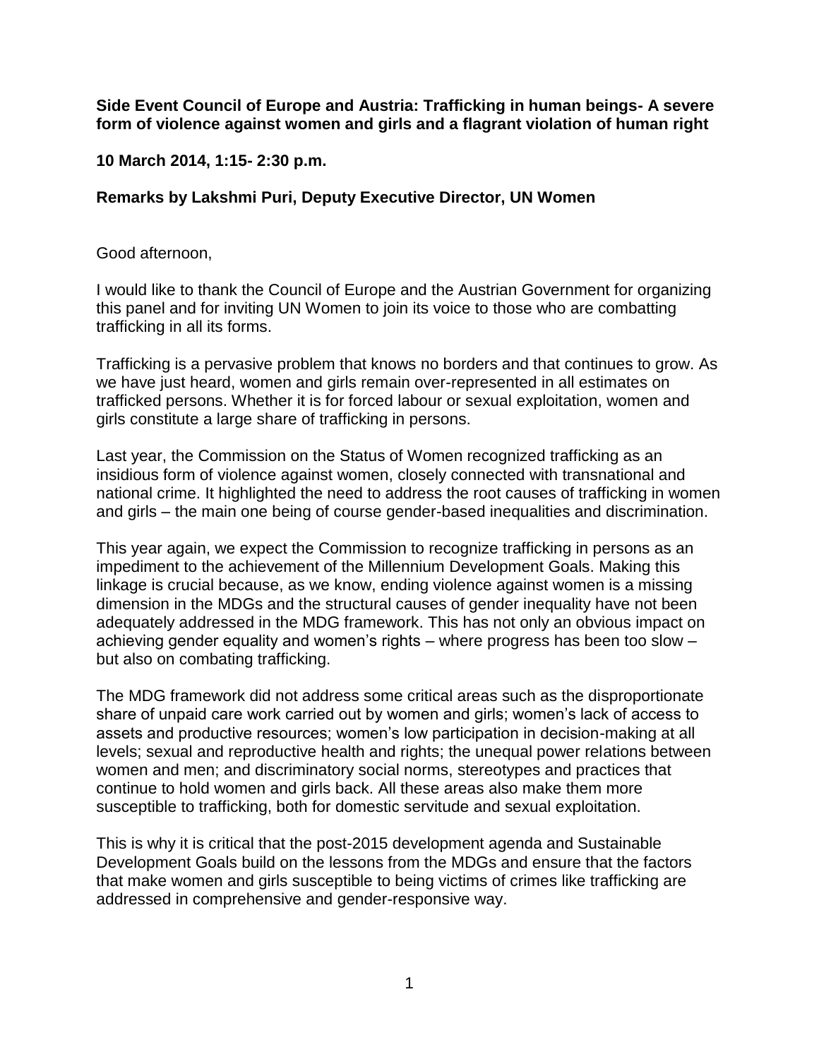**Side Event Council of Europe and Austria: Trafficking in human beings- A severe form of violence against women and girls and a flagrant violation of human right**

**10 March 2014, 1:15- 2:30 p.m.**

**Remarks by Lakshmi Puri, Deputy Executive Director, UN Women**

Good afternoon,

I would like to thank the Council of Europe and the Austrian Government for organizing this panel and for inviting UN Women to join its voice to those who are combatting trafficking in all its forms.

Trafficking is a pervasive problem that knows no borders and that continues to grow. As we have just heard, women and girls remain over-represented in all estimates on trafficked persons. Whether it is for forced labour or sexual exploitation, women and girls constitute a large share of trafficking in persons.

Last year, the Commission on the Status of Women recognized trafficking as an insidious form of violence against women, closely connected with transnational and national crime. It highlighted the need to address the root causes of trafficking in women and girls – the main one being of course gender-based inequalities and discrimination.

This year again, we expect the Commission to recognize trafficking in persons as an impediment to the achievement of the Millennium Development Goals. Making this linkage is crucial because, as we know, ending violence against women is a missing dimension in the MDGs and the structural causes of gender inequality have not been adequately addressed in the MDG framework. This has not only an obvious impact on achieving gender equality and women's rights – where progress has been too slow – but also on combating trafficking.

The MDG framework did not address some critical areas such as the disproportionate share of unpaid care work carried out by women and girls; women's lack of access to assets and productive resources; women's low participation in decision-making at all levels; sexual and reproductive health and rights; the unequal power relations between women and men; and discriminatory social norms, stereotypes and practices that continue to hold women and girls back. All these areas also make them more susceptible to trafficking, both for domestic servitude and sexual exploitation.

This is why it is critical that the post-2015 development agenda and Sustainable Development Goals build on the lessons from the MDGs and ensure that the factors that make women and girls susceptible to being victims of crimes like trafficking are addressed in comprehensive and gender-responsive way.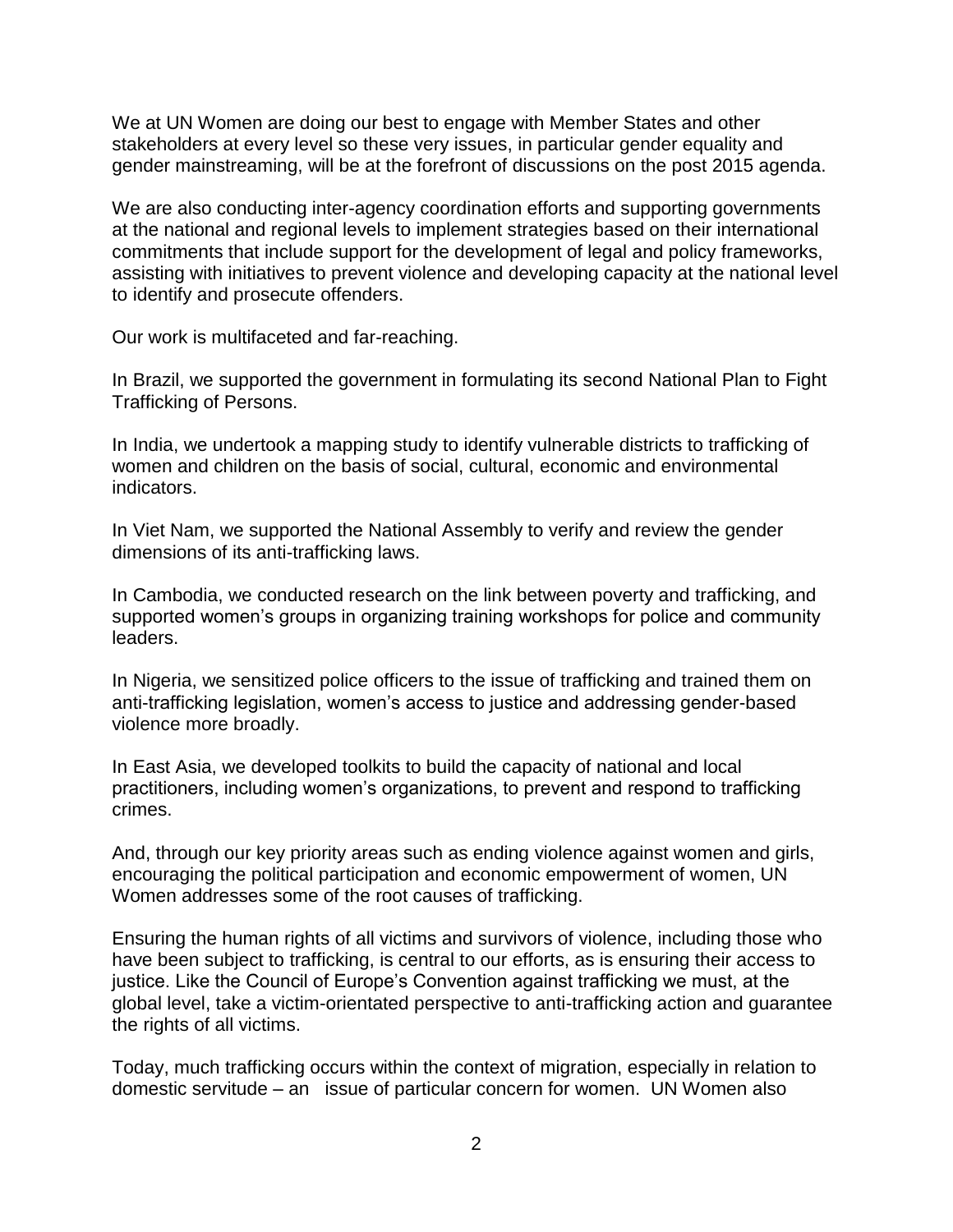We at UN Women are doing our best to engage with Member States and other stakeholders at every level so these very issues, in particular gender equality and gender mainstreaming, will be at the forefront of discussions on the post 2015 agenda.

We are also conducting inter-agency coordination efforts and supporting governments at the national and regional levels to implement strategies based on their international commitments that include support for the development of legal and policy frameworks, assisting with initiatives to prevent violence and developing capacity at the national level to identify and prosecute offenders.

Our work is multifaceted and far-reaching.

In Brazil, we supported the government in formulating its second National Plan to Fight Trafficking of Persons.

In India, we undertook a mapping study to identify vulnerable districts to trafficking of women and children on the basis of social, cultural, economic and environmental indicators.

In Viet Nam, we supported the National Assembly to verify and review the gender dimensions of its anti-trafficking laws.

In Cambodia, we conducted research on the link between poverty and trafficking, and supported women's groups in organizing training workshops for police and community leaders.

In Nigeria, we sensitized police officers to the issue of trafficking and trained them on anti-trafficking legislation, women's access to justice and addressing gender-based violence more broadly.

In East Asia, we developed toolkits to build the capacity of national and local practitioners, including women's organizations, to prevent and respond to trafficking crimes.

And, through our key priority areas such as ending violence against women and girls, encouraging the political participation and economic empowerment of women, UN Women addresses some of the root causes of trafficking.

Ensuring the human rights of all victims and survivors of violence, including those who have been subject to trafficking, is central to our efforts, as is ensuring their access to justice. Like the Council of Europe's Convention against trafficking we must, at the global level, take a victim-orientated perspective to anti-trafficking action and guarantee the rights of all victims.

Today, much trafficking occurs within the context of migration, especially in relation to domestic servitude – an issue of particular concern for women. UN Women also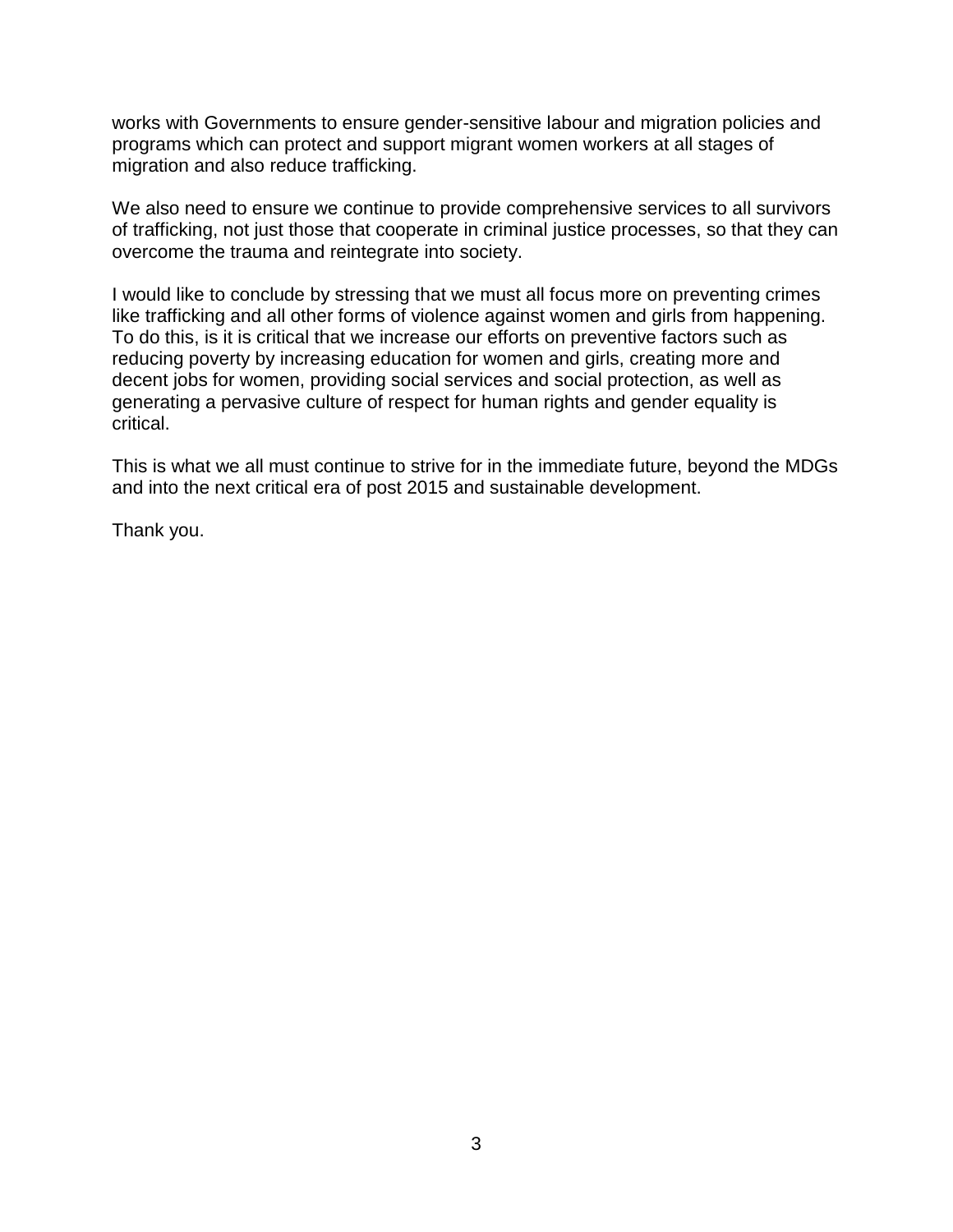works with Governments to ensure gender-sensitive labour and migration policies and programs which can protect and support migrant women workers at all stages of migration and also reduce trafficking.

We also need to ensure we continue to provide comprehensive services to all survivors of trafficking, not just those that cooperate in criminal justice processes, so that they can overcome the trauma and reintegrate into society.

I would like to conclude by stressing that we must all focus more on preventing crimes like trafficking and all other forms of violence against women and girls from happening. To do this, is it is critical that we increase our efforts on preventive factors such as reducing poverty by increasing education for women and girls, creating more and decent jobs for women, providing social services and social protection, as well as generating a pervasive culture of respect for human rights and gender equality is critical.

This is what we all must continue to strive for in the immediate future, beyond the MDGs and into the next critical era of post 2015 and sustainable development.

Thank you.